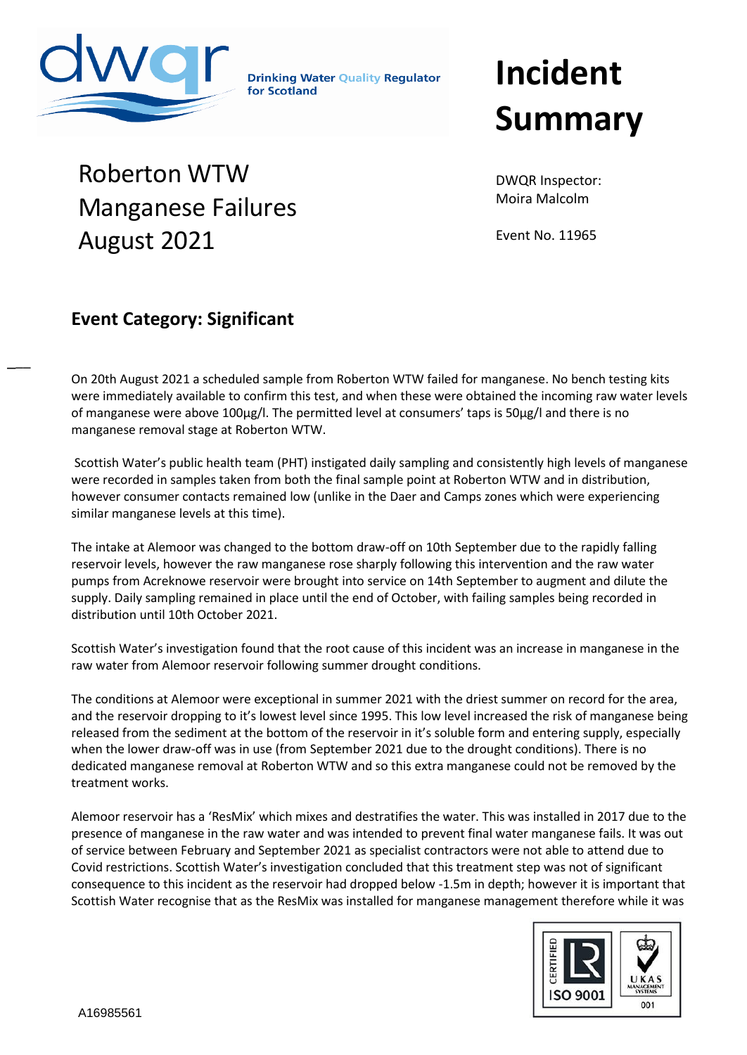Drinking Water Quality Regulator for Scotland

# Incident Summary

## Roberton WTW Manganese Failures August 2021

DWQR Inspector: Moira Malcolm

Event No. 11965

### Event Category: Significant

On 20th August 2021 a scheduled sample from Roberton WTW failed for manganese. No bench testing kits were immediately available to confirm this test, and when these were obtained the incoming raw water levels of manganese were above 100µg/l. The permitted level at consumers' taps is 50µg/l and there is no manganese removal stage at Roberton WTW.

Scottish Water's public health team (PHT) instigated daily sampling and consistently high levels of manganese were recorded in samples taken from both the final sample point at Roberton WTW and in distribution, however consumer contacts remained low (unlike in the Daer and Camps zones which were experiencing similar manganese levels at this time).

The intake at Alemoor was changed to the bottom draw-off on 10th September due to the rapidly falling reservoir levels, however the raw manganese rose sharply following this intervention and the raw water pumps from Acreknowe reservoir were brought into service on 14th September to augment and dilute the supply. Daily sampling remained in place until the end of October, with failing samples being recorded in distribution until 10th October 2021.

Scottish Water's investigation found that the root cause of this incident was an increase in manganese in the raw water from Alemoor reservoir following summer drought conditions.

The conditions at Alemoor were exceptional in summer 2021 with the driest summer on record for the area, and the reservoir dropping to it's lowest level since 1995. This low level increased the risk of manganese being released from the sediment at the bottom of the reservoir in it's soluble form and entering supply, especially when the lower draw-off was in use (from September 2021 due to the drought conditions). There is no dedicated manganese removal at Roberton WTW and so this extra manganese could not be removed by the treatment works.

Alemoor reservoir has a 'ResMix' which mixes and destratifies the water. This was installed in 2017 due to the presence of manganese in the raw water and was intended to prevent final water manganese fails. It was out of service between February and September 2021 as specialist contractors were not able to attend due to Covid restrictions. Scottish Water's investigation concluded that this treatment step was not of significant consequence to this incident as the reservoir had dropped below -1.5m in depth; however it is important that Scottish Water recognise that as the ResMix was installed for manganese management therefore while it was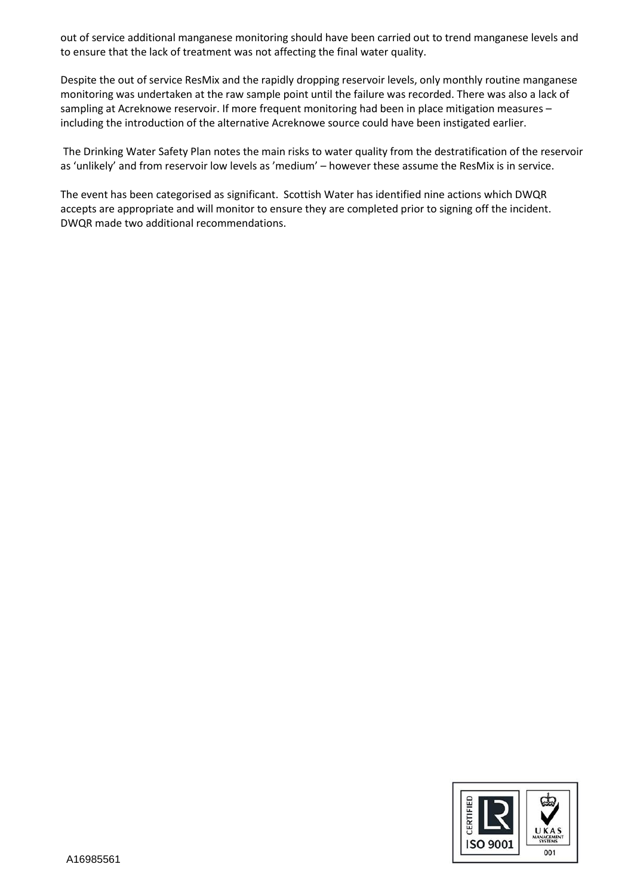out of service additional manganese monitoring should have been carried out to trend manganese levels and to ensure that the lack of treatment was not affecting the final water quality.

Despite the out of service ResMix and the rapidly dropping reservoir levels, only monthly routine manganese monitoring was undertaken at the raw sample point until the failure was recorded. There was also a lack of sampling at Acreknowe reservoir. If more frequent monitoring had been in place mitigation measures – including the introduction of the alternative Acreknowe source could have been instigated earlier.

The Drinking Water Safety Plan notes the main risks to water quality from the destratification of the reservoir as 'unlikely' and from reservoir low levels as 'medium' – however these assume the ResMix is in service.

The event has been categorised as significant. Scottish Water has identified nine actions which DWQR accepts are appropriate and will monitor to ensure they are completed prior to signing off the incident. DWQR made two additional recommendations.

A16985561